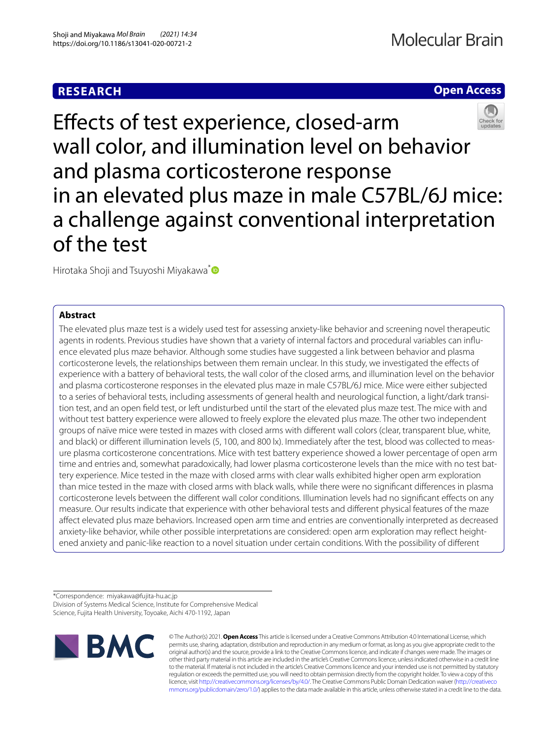RESEARCH

Open Access

# Effects of test experience, closed-arm wall color, and illumination level on behavior and plasma corticosterone response in an elevated plus maze in male C57BL/6J mice: a challenge against conventional interpretation of the test

Hirotaka Shoji and Tsuyoshi Miyakawa*

## Abstract

The elevated plus maze test is a widely used test for assessing anxiety-like behavior and screening novel therapeutic agents in rodents. Previous studies have shown that a variety of internal factors and procedural variables can influence elevated plus maze behavior. Although some studies have suggested a link between behavior and plasma corticosterone levels, the relationships between them remain unclear. In this study, we investigated the effects of experience with a battery of behavioral tests, the wall color of the closed arms, and illumination level on the behavior and plasma corticosterone responses in the elevated plus maze in male C57BL/6J mice. Mice were either subjected to a series of behavioral tests, including assessments of general health and neurological function, a light/dark transition test, and an open field test, or left undisturbed until the start of the elevated plus maze test. The mice with and without test battery experience were allowed to freely explore the elevated plus maze. The other two independent groups of naïve mice were tested in mazes with closed arms with different wall colors (clear, transparent blue, white, and black) or different illumination levels (5, 100, and 800 lx). Immediately after the test, blood was collected to measure plasma corticosterone concentrations. Mice with test battery experience showed a lower percentage of open arm time and entries and, somewhat paradoxically, had lower plasma corticosterone levels than the mice with no test battery experience. Mice tested in the maze with closed arms with clear walls exhibited higher open arm exploration than mice tested in the maze with closed arms with black walls, while there were no significant differences in plasma corticosterone levels between the different wall color conditions. Illumination levels had no significant effects on any measure. Our results indicate that experience with other behavioral tests and different physical features of the maze affect elevated plus maze behaviors. Increased open arm time and entries are conventionally interpreted as decreased anxiety-like behavior, while other possible interpretations are considered: open arm exploration may reflect heightened anxiety and panic-like reaction to a novel situation under certain conditions. With the possibility of different

*Correspondence: miyakawa@fujita-hu.ac.jp
Division of Systems Medical Science, Institute for Comprehensive Medical Science, Fujita Health University, Toyoake, Aichi 470-1192, Japan

© The Author(s) 2021. **Open Access** This article is licensed under a Creative Commons Attribution 4.0 International License, which permits use, sharing, adaptation, distribution and reproduction in any medium or format, as long as you give appropriate credit to the original author(s) and the source, provide a link to the Creative Commons licence, and indicate if changes were made. The images or other third party material in this article are included in the article's Creative Commons licence, unless indicated otherwise in a credit line to the material. If material is not included in the article's Creative Commons licence and your intended use is not permitted by statutory regulation or exceeds the permitted use, you will need to obtain permission directly from the copyright holder. To view a copy of this licence, visit http://creativecommons.org/licenses/by/4.0/. The Creative Commons Public Domain Dedication waiver (http://creativecommons.org/publicdomain/zero/1.0/) applies to the data made available in this article, unless otherwise stated in a credit line to the data.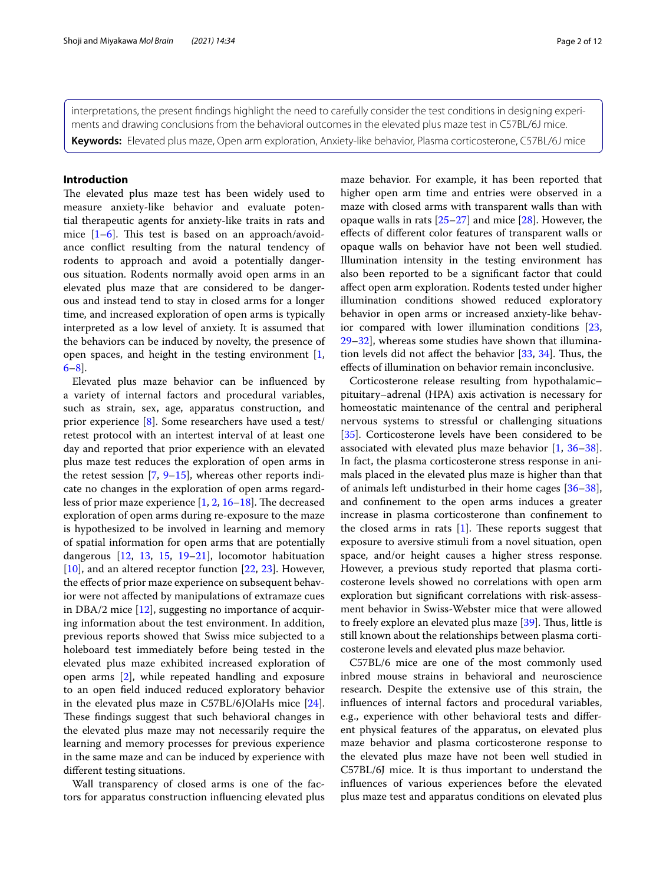interpretations, the present findings highlight the need to carefully consider the test conditions in designing experiments and drawing conclusions from the behavioral outcomes in the elevated plus maze test in C57BL/6J mice.

**Keywords:** Elevated plus maze, Open arm exploration, Anxiety-like behavior, Plasma corticosterone, C57BL/6J mice

## Introduction

The elevated plus maze test has been widely used to measure anxiety-like behavior and evaluate potential therapeutic agents for anxiety-like traits in rats and mice [1–6]. This test is based on an approach/avoidance conflict resulting from the natural tendency of rodents to approach and avoid a potentially dangerous situation. Rodents normally avoid open arms in an elevated plus maze that are considered to be dangerous and instead tend to stay in closed arms for a longer time, and increased exploration of open arms is typically interpreted as a low level of anxiety. It is assumed that the behaviors can be induced by novelty, the presence of open spaces, and height in the testing environment [1, 6–8].

Elevated plus maze behavior can be influenced by a variety of internal factors and procedural variables, such as strain, sex, age, apparatus construction, and prior experience [8]. Some researchers have used a test/retest protocol with an intertest interval of at least one day and reported that prior experience with an elevated plus maze test reduces the exploration of open arms in the retest session [7, 9–15], whereas other reports indicate no changes in the exploration of open arms regardless of prior maze experience [1, 2, 16–18]. The decreased exploration of open arms during re-exposure to the maze is hypothesized to be involved in learning and memory of spatial information for open arms that are potentially dangerous [12, 13, 15, 19–21], locomotor habituation [10], and an altered receptor function [22, 23]. However, the effects of prior maze experience on subsequent behavior were not affected by manipulations of extramaze cues in DBA/2 mice [12], suggesting no importance of acquiring information about the test environment. In addition, previous reports showed that Swiss mice subjected to a holeboard test immediately before being tested in the elevated plus maze exhibited increased exploration of open arms [2], while repeated handling and exposure to an open field induced reduced exploratory behavior in the elevated plus maze in C57BL/6JOlaHs mice [24]. These findings suggest that such behavioral changes in the elevated plus maze may not necessarily require the learning and memory processes for previous experience in the same maze and can be induced by experience with different testing situations.

Wall transparency of closed arms is one of the factors for apparatus construction influencing elevated plus maze behavior. For example, it has been reported that higher open arm time and entries were observed in a maze with closed arms with transparent walls than with opaque walls in rats [25–27] and mice [28]. However, the effects of different color features of transparent walls or opaque walls on behavior have not been well studied. Illumination intensity in the testing environment has also been reported to be a significant factor that could affect open arm exploration. Rodents tested under higher illumination conditions showed reduced exploratory behavior in open arms or increased anxiety-like behavior compared with lower illumination conditions [23, 29–32], whereas some studies have shown that illumination levels did not affect the behavior [33, 34]. Thus, the effects of illumination on behavior remain inconclusive.

Corticosterone release resulting from hypothalamic–pituitary–adrenal (HPA) axis activation is necessary for homeostatic maintenance of the central and peripheral nervous systems to stressful or challenging situations [35]. Corticosterone levels have been considered to be associated with elevated plus maze behavior [1, 36–38]. In fact, the plasma corticosterone stress response in animals placed in the elevated plus maze is higher than that of animals left undisturbed in their home cages [36–38], and confinement to the open arms induces a greater increase in plasma corticosterone than confinement to the closed arms in rats [1]. These reports suggest that exposure to aversive stimuli from a novel situation, open space, and/or height causes a higher stress response. However, a previous study reported that plasma corticosterone levels showed no correlations with open arm exploration but significant correlations with risk-assessment behavior in Swiss-Webster mice that were allowed to freely explore an elevated plus maze [39]. Thus, little is still known about the relationships between plasma corticosterone levels and elevated plus maze behavior.

C57BL/6 mice are one of the most commonly used inbred mouse strains in behavioral and neuroscience research. Despite the extensive use of this strain, the influences of internal factors and procedural variables, e.g., experience with other behavioral tests and different physical features of the apparatus, on elevated plus maze behavior and plasma corticosterone response to the elevated plus maze have not been well studied in C57BL/6J mice. It is thus important to understand the influences of various experiences before the elevated plus maze test and apparatus conditions on elevated plus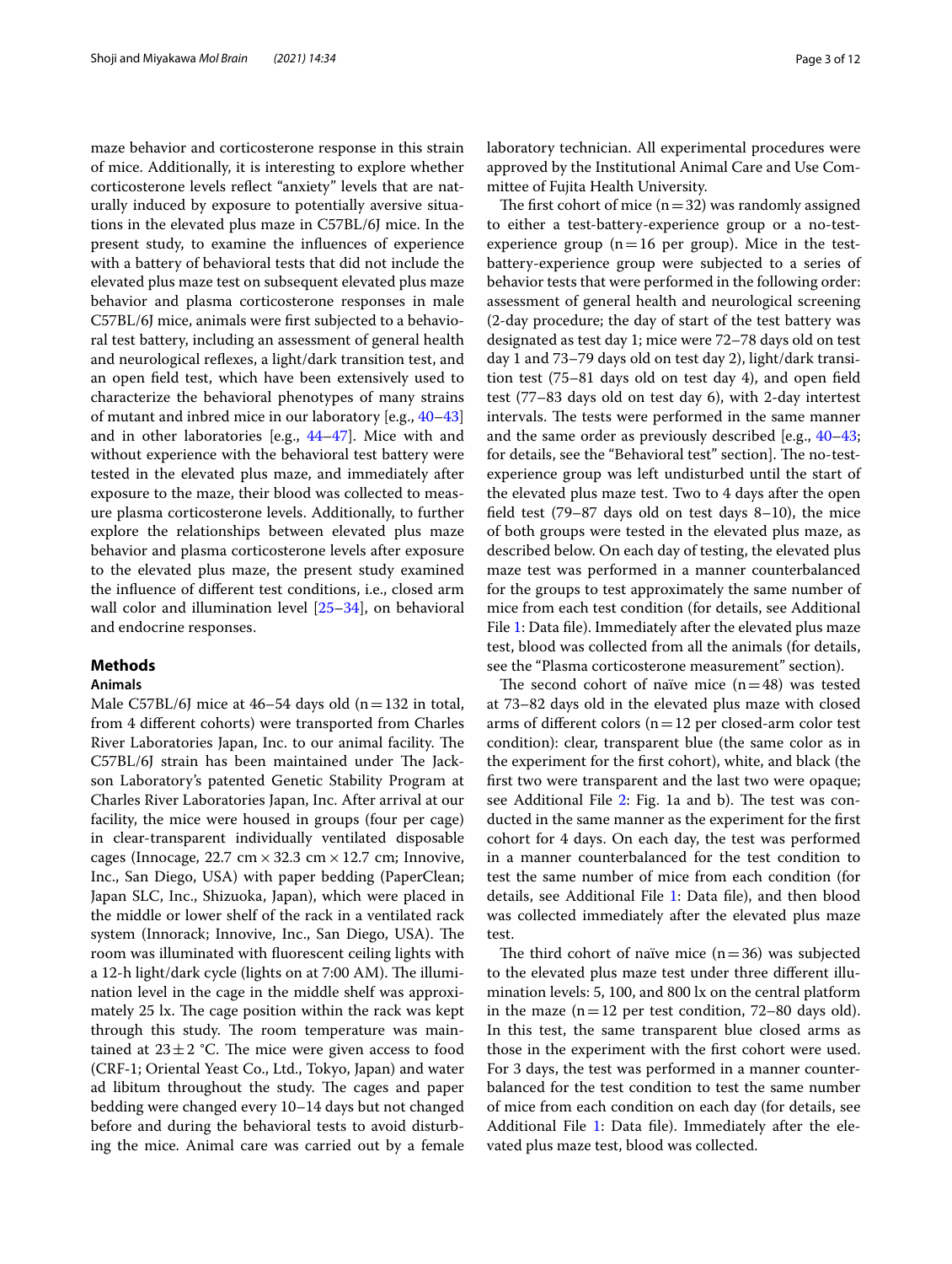maze behavior and corticosterone response in this strain of mice. Additionally, it is interesting to explore whether corticosterone levels reflect "anxiety" levels that are naturally induced by exposure to potentially aversive situations in the elevated plus maze in C57BL/6J mice. In the present study, to examine the influences of experience with a battery of behavioral tests that did not include the elevated plus maze test on subsequent elevated plus maze behavior and plasma corticosterone responses in male C57BL/6J mice, animals were first subjected to a behavioral test battery, including an assessment of general health and neurological reflexes, a light/dark transition test, and an open field test, which have been extensively used to characterize the behavioral phenotypes of many strains of mutant and inbred mice in our laboratory [e.g., 40–43] and in other laboratories [e.g., 44–47]. Mice with and without experience with the behavioral test battery were tested in the elevated plus maze, and immediately after exposure to the maze, their blood was collected to measure plasma corticosterone levels. Additionally, to further explore the relationships between elevated plus maze behavior and plasma corticosterone levels after exposure to the elevated plus maze, the present study examined the influence of different test conditions, i.e., closed arm wall color and illumination level [25–34], on behavioral and endocrine responses.

## Methods

### Animals

Male C57BL/6J mice at 46–54 days old (n = 132 in total, from 4 different cohorts) were transported from Charles River Laboratories Japan, Inc. to our animal facility. The C57BL/6J strain has been maintained under The Jackson Laboratory's patented Genetic Stability Program at Charles River Laboratories Japan, Inc. After arrival at our facility, the mice were housed in groups (four per cage) in clear-transparent individually ventilated disposable cages (Innocage, 22.7 cm × 32.3 cm × 12.7 cm; Innovive, Inc., San Diego, USA) with paper bedding (PaperClean; Japan SLC, Inc., Shizuoka, Japan), which were placed in the middle or lower shelf of the rack in a ventilated rack system (Innorack; Innovive, Inc., San Diego, USA). The room was illuminated with fluorescent ceiling lights with a 12-h light/dark cycle (lights on at 7:00 AM). The illumination level in the cage in the middle shelf was approximately 25 lx. The cage position within the rack was kept through this study. The room temperature was maintained at 23 ± 2 °C. The mice were given access to food (CRF-1; Oriental Yeast Co., Ltd., Tokyo, Japan) and water ad libitum throughout the study. The cages and paper bedding were changed every 10–14 days but not changed before and during the behavioral tests to avoid disturbing the mice. Animal care was carried out by a female laboratory technician. All experimental procedures were approved by the Institutional Animal Care and Use Committee of Fujita Health University.

The first cohort of mice (n = 32) was randomly assigned to either a test-battery-experience group or a no-test-experience group (n = 16 per group). Mice in the test-battery-experience group were subjected to a series of behavior tests that were performed in the following order: assessment of general health and neurological screening (2-day procedure; the day of start of the test battery was designated as test day 1; mice were 72–78 days old on test day 1 and 73–79 days old on test day 2), light/dark transition test (75–81 days old on test day 4), and open field test (77–83 days old on test day 6), with 2-day intertest intervals. The tests were performed in the same manner and the same order as previously described [e.g., 40–43; for details, see the "Behavioral test" section]. The no-test-experience group was left undisturbed until the start of the elevated plus maze test. Two to 4 days after the open field test (79–87 days old on test days 8–10), the mice of both groups were tested in the elevated plus maze, as described below. On each day of testing, the elevated plus maze test was performed in a manner counterbalanced for the groups to test approximately the same number of mice from each test condition (for details, see Additional File 1: Data file). Immediately after the elevated plus maze test, blood was collected from all the animals (for details, see the "Plasma corticosterone measurement" section).

The second cohort of naïve mice (n = 48) was tested at 73–82 days old in the elevated plus maze with closed arms of different colors (n = 12 per closed-arm color test condition): clear, transparent blue (the same color as in the experiment for the first cohort), white, and black (the first two were transparent and the last two were opaque; see Additional File 2: Fig. 1a and b). The test was conducted in the same manner as the experiment for the first cohort for 4 days. On each day, the test was performed in a manner counterbalanced for the test condition to test the same number of mice from each condition (for details, see Additional File 1: Data file), and then blood was collected immediately after the elevated plus maze test.

The third cohort of naïve mice (n = 36) was subjected to the elevated plus maze test under three different illumination levels: 5, 100, and 800 lx on the central platform in the maze (n = 12 per test condition, 72–80 days old). In this test, the same transparent blue closed arms as those in the experiment with the first cohort were used. For 3 days, the test was performed in a manner counterbalanced for the test condition to test the same number of mice from each condition on each day (for details, see Additional File 1: Data file). Immediately after the elevated plus maze test, blood was collected.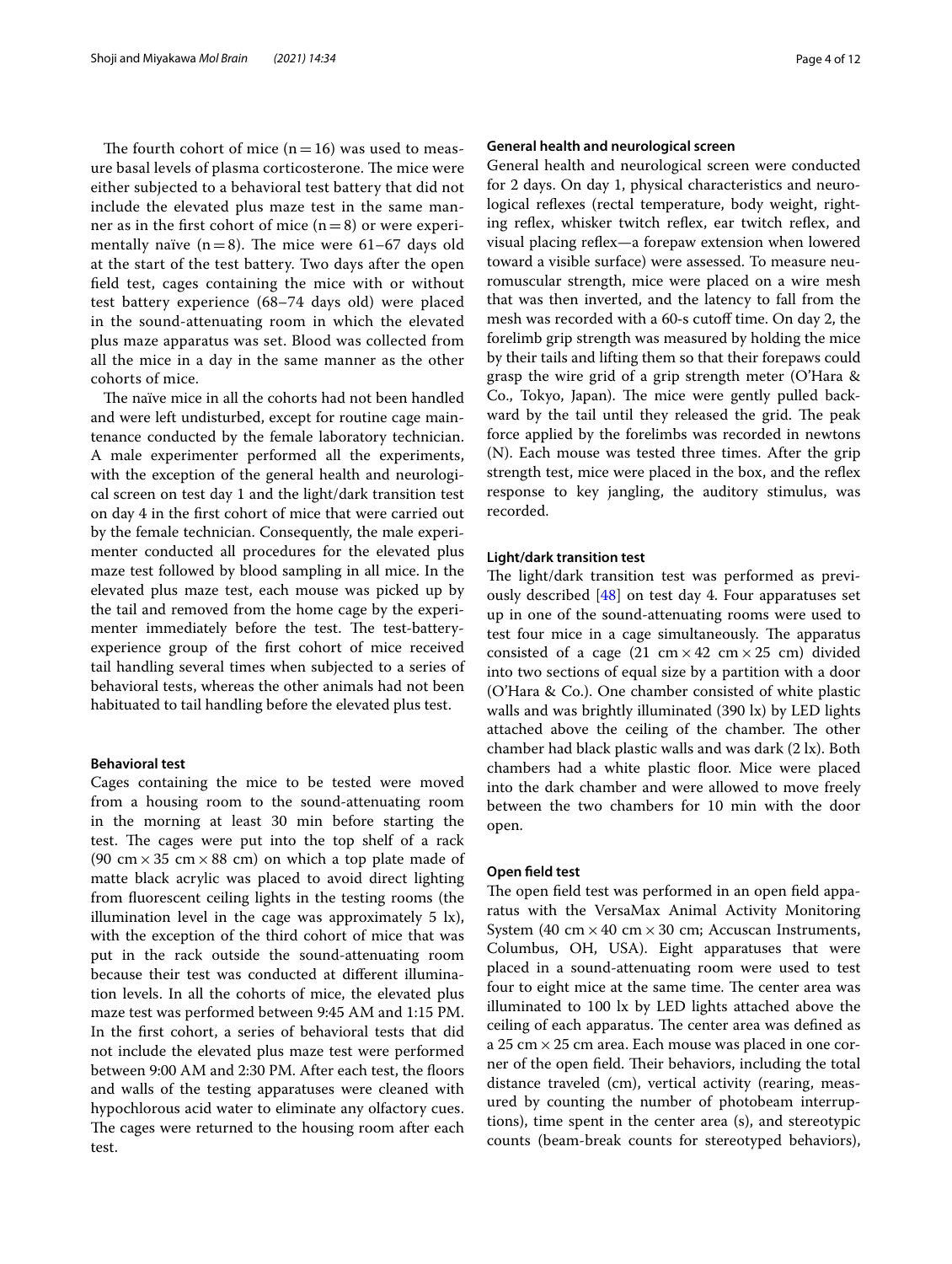The fourth cohort of mice (n = 16) was used to measure basal levels of plasma corticosterone. The mice were either subjected to a behavioral test battery that did not include the elevated plus maze test in the same manner as in the first cohort of mice (n = 8) or were experimentally naïve (n = 8). The mice were 61–67 days old at the start of the test battery. Two days after the open field test, cages containing the mice with or without test battery experience (68–74 days old) were placed in the sound-attenuating room in which the elevated plus maze apparatus was set. Blood was collected from all the mice in a day in the same manner as the other cohorts of mice.

The naïve mice in all the cohorts had not been handled and were left undisturbed, except for routine cage maintenance conducted by the female laboratory technician. A male experimenter performed all the experiments, with the exception of the general health and neurological screen on test day 1 and the light/dark transition test on day 4 in the first cohort of mice that were carried out by the female technician. Consequently, the male experimenter conducted all procedures for the elevated plus maze test followed by blood sampling in all mice. In the elevated plus maze test, each mouse was picked up by the tail and removed from the home cage by the experimenter immediately before the test. The test-battery-experience group of the first cohort of mice received tail handling several times when subjected to a series of behavioral tests, whereas the other animals had not been habituated to tail handling before the elevated plus test.

#### Behavioral test

Cages containing the mice to be tested were moved from a housing room to the sound-attenuating room in the morning at least 30 min before starting the test. The cages were put into the top shelf of a rack (90 cm × 35 cm × 88 cm) on which a top plate made of matte black acrylic was placed to avoid direct lighting from fluorescent ceiling lights in the testing rooms (the illumination level in the cage was approximately 5 lx), with the exception of the third cohort of mice that was put in the rack outside the sound-attenuating room because their test was conducted at different illumination levels. In all the cohorts of mice, the elevated plus maze test was performed between 9:45 AM and 1:15 PM. In the first cohort, a series of behavioral tests that did not include the elevated plus maze test were performed between 9:00 AM and 2:30 PM. After each test, the floors and walls of the testing apparatuses were cleaned with hypochlorous acid water to eliminate any olfactory cues. The cages were returned to the housing room after each test.

#### General health and neurological screen

General health and neurological screen were conducted for 2 days. On day 1, physical characteristics and neurological reflexes (rectal temperature, body weight, righting reflex, whisker twitch reflex, ear twitch reflex, and visual placing reflex—a forepaw extension when lowered toward a visible surface) were assessed. To measure neuromuscular strength, mice were placed on a wire mesh that was then inverted, and the latency to fall from the mesh was recorded with a 60-s cutoff time. On day 2, the forelimb grip strength was measured by holding the mice by their tails and lifting them so that their forepaws could grasp the wire grid of a grip strength meter (O'Hara & Co., Tokyo, Japan). The mice were gently pulled backward by the tail until they released the grid. The peak force applied by the forelimbs was recorded in newtons (N). Each mouse was tested three times. After the grip strength test, mice were placed in the box, and the reflex response to key jangling, the auditory stimulus, was recorded.

#### Light/dark transition test

The light/dark transition test was performed as previously described [48] on test day 4. Four apparatuses set up in one of the sound-attenuating rooms were used to test four mice in a cage simultaneously. The apparatus consisted of a cage (21 cm × 42 cm × 25 cm) divided into two sections of equal size by a partition with a door (O'Hara & Co.). One chamber consisted of white plastic walls and was brightly illuminated (390 lx) by LED lights attached above the ceiling of the chamber. The other chamber had black plastic walls and was dark (2 lx). Both chambers had a white plastic floor. Mice were placed into the dark chamber and were allowed to move freely between the two chambers for 10 min with the door open.

#### Open field test

The open field test was performed in an open field apparatus with the VersaMax Animal Activity Monitoring System (40 cm × 40 cm × 30 cm; Accuscan Instruments, Columbus, OH, USA). Eight apparatuses that were placed in a sound-attenuating room were used to test four to eight mice at the same time. The center area was illuminated to 100 lx by LED lights attached above the ceiling of each apparatus. The center area was defined as a 25 cm × 25 cm area. Each mouse was placed in one corner of the open field. Their behaviors, including the total distance traveled (cm), vertical activity (rearing, measured by counting the number of photobeam interruptions), time spent in the center area (s), and stereotypic counts (beam-break counts for stereotyped behaviors),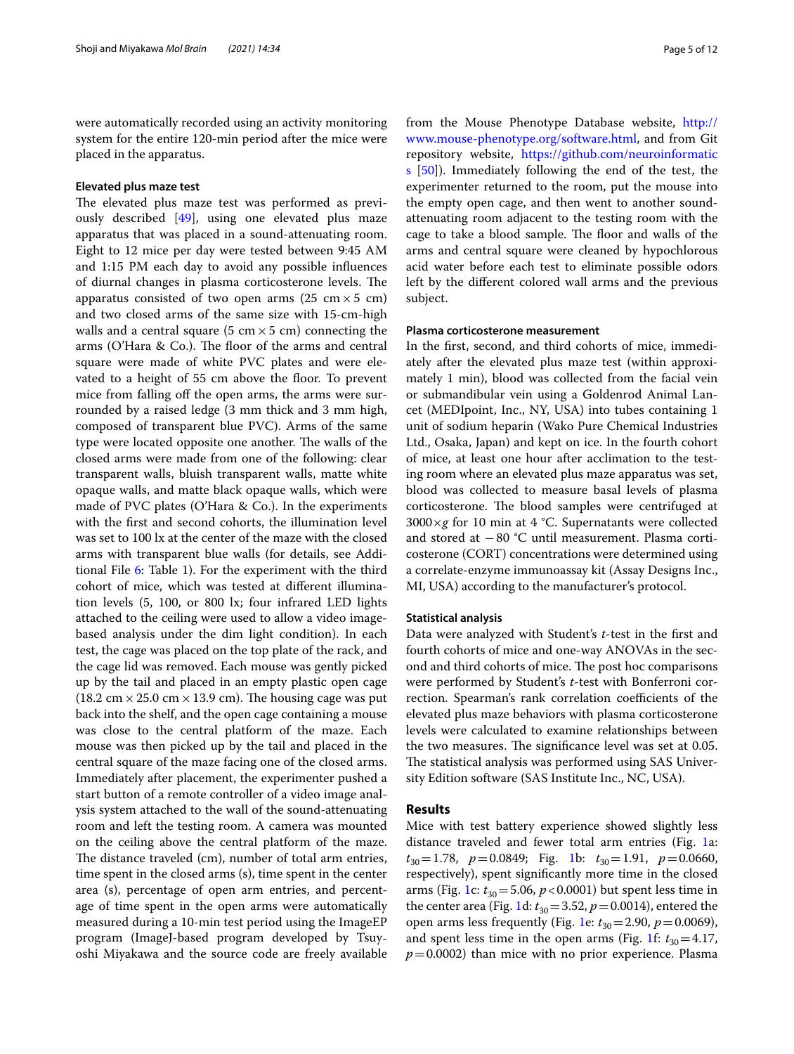were automatically recorded using an activity monitoring system for the entire 120-min period after the mice were placed in the apparatus.

#### Elevated plus maze test

The elevated plus maze test was performed as previously described [49], using one elevated plus maze apparatus that was placed in a sound-attenuating room. Eight to 12 mice per day were tested between 9:45 AM and 1:15 PM each day to avoid any possible influences of diurnal changes in plasma corticosterone levels. The apparatus consisted of two open arms (25 cm × 5 cm) and two closed arms of the same size with 15-cm-high walls and a central square (5 cm × 5 cm) connecting the arms (O'Hara & Co.). The floor of the arms and central square were made of white PVC plates and were elevated to a height of 55 cm above the floor. To prevent mice from falling off the open arms, the arms were surrounded by a raised ledge (3 mm thick and 3 mm high, composed of transparent blue PVC). Arms of the same type were located opposite one another. The walls of the closed arms were made from one of the following: clear transparent walls, bluish transparent walls, matte white opaque walls, and matte black opaque walls, which were made of PVC plates (O'Hara & Co.). In the experiments with the first and second cohorts, the illumination level was set to 100 lx at the center of the maze with the closed arms with transparent blue walls (for details, see Additional File 6: Table 1). For the experiment with the third cohort of mice, which was tested at different illumination levels (5, 100, or 800 lx; four infrared LED lights attached to the ceiling were used to allow a video image-based analysis under the dim light condition). In each test, the cage was placed on the top plate of the rack, and the cage lid was removed. Each mouse was gently picked up by the tail and placed in an empty plastic open cage (18.2 cm × 25.0 cm × 13.9 cm). The housing cage was put back into the shelf, and the open cage containing a mouse was close to the central platform of the maze. Each mouse was then picked up by the tail and placed in the central square of the maze facing one of the closed arms. Immediately after placement, the experimenter pushed a start button of a remote controller of a video image analysis system attached to the wall of the sound-attenuating room and left the testing room. A camera was mounted on the ceiling above the central platform of the maze. The distance traveled (cm), number of total arm entries, time spent in the closed arms (s), time spent in the center area (s), percentage of open arm entries, and percentage of time spent in the open arms were automatically measured during a 10-min test period using the ImageEP program (ImageJ-based program developed by Tsuyoshi Miyakawa and the source code are freely available from the Mouse Phenotype Database website, http://www.mouse-phenotype.org/software.html, and from Git repository website, https://github.com/neuroinformatics [50]). Immediately following the end of the test, the experimenter returned to the room, put the mouse into the empty open cage, and then went to another sound-attenuating room adjacent to the testing room with the cage to take a blood sample. The floor and walls of the arms and central square were cleaned by hypochlorous acid water before each test to eliminate possible odors left by the different colored wall arms and the previous subject.

#### Plasma corticosterone measurement

In the first, second, and third cohorts of mice, immediately after the elevated plus maze test (within approximately 1 min), blood was collected from the facial vein or submandibular vein using a Goldenrod Animal Lancet (MEDIpoint, Inc., NY, USA) into tubes containing 1 unit of sodium heparin (Wako Pure Chemical Industries Ltd., Osaka, Japan) and kept on ice. In the fourth cohort of mice, at least one hour after acclimation to the testing room where an elevated plus maze apparatus was set, blood was collected to measure basal levels of plasma corticosterone. The blood samples were centrifuged at 3000×*g* for 10 min at 4 °C. Supernatants were collected and stored at −80 °C until measurement. Plasma corticosterone (CORT) concentrations were determined using a correlate-enzyme immunoassay kit (Assay Designs Inc., MI, USA) according to the manufacturer's protocol.

#### Statistical analysis

Data were analyzed with Student's *t*-test in the first and fourth cohorts of mice and one-way ANOVAs in the second and third cohorts of mice. The post hoc comparisons were performed by Student's *t*-test with Bonferroni correction. Spearman's rank correlation coefficients of the elevated plus maze behaviors with plasma corticosterone levels were calculated to examine relationships between the two measures. The significance level was set at 0.05. The statistical analysis was performed using SAS University Edition software (SAS Institute Inc., NC, USA).

## Results

Mice with test battery experience showed slightly less distance traveled and fewer total arm entries (Fig. 1a: $t_{30} = 1.78$, $p = 0.0849$; Fig. 1b: $t_{30} = 1.91$, $p = 0.0660$, respectively), spent significantly more time in the closed arms (Fig. 1c: $t_{30} = 5.06$, $p < 0.0001$) but spent less time in the center area (Fig. 1d: $t_{30} = 3.52$, $p = 0.0014$), entered the open arms less frequently (Fig. 1e: $t_{30} = 2.90$, $p = 0.0069$), and spent less time in the open arms (Fig. 1f: $t_{30} = 4.17$, $p = 0.0002$) than mice with no prior experience. Plasma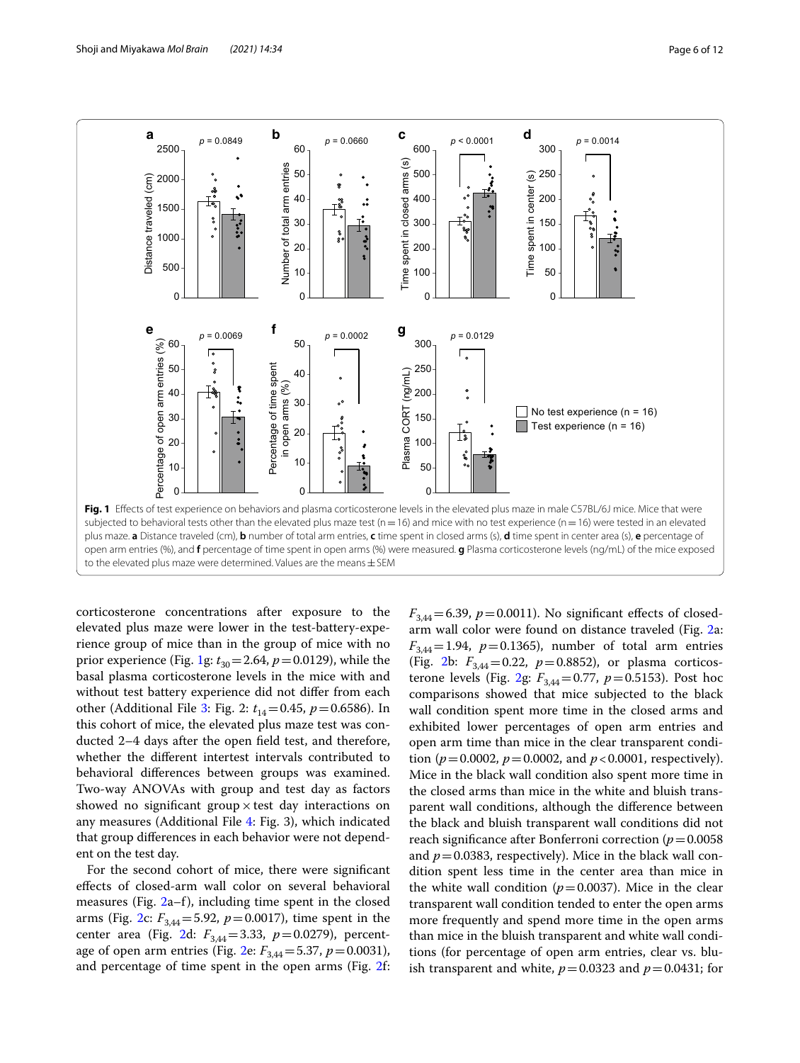**Fig. 1** Effects of test experience on behaviors and plasma corticosterone levels in the elevated plus maze in male C57BL/6J mice. Mice that were subjected to behavioral tests other than the elevated plus maze test (n = 16) and mice with no test experience (n = 16) were tested in an elevated plus maze. **a** Distance traveled (cm), **b** number of total arm entries, **c** time spent in closed arms (s), **d** time spent in center area (s), **e** percentage of open arm entries (%), and **f** percentage of time spent in open arms (%) were measured. **g** Plasma corticosterone levels (ng/mL) of the mice exposed to the elevated plus maze were determined. Values are the means ± SEM

corticosterone concentrations after exposure to the elevated plus maze were lower in the test-battery-experience group of mice than in the group of mice with no prior experience (Fig. 1g: $t_{30} = 2.64$, $p = 0.0129$), while the basal plasma corticosterone levels in the mice with and without test battery experience did not differ from each other (Additional File 3: Fig. 2: $t_{14} = 0.45$, $p = 0.6586$). In this cohort of mice, the elevated plus maze test was conducted 2–4 days after the open field test, and therefore, whether the different intertest intervals contributed to behavioral differences between groups was examined. Two-way ANOVAs with group and test day as factors showed no significant group × test day interactions on any measures (Additional File 4: Fig. 3), which indicated that group differences in each behavior were not dependent on the test day.

For the second cohort of mice, there were significant effects of closed-arm wall color on several behavioral measures (Fig. 2a–f), including time spent in the closed arms (Fig. 2c: $F_{3,44} = 5.92$, $p = 0.0017$), time spent in the center area (Fig. 2d: $F_{3,44} = 3.33$, $p = 0.0279$), percentage of open arm entries (Fig. 2e: $F_{3,44} = 5.37$, $p = 0.0031$), and percentage of time spent in the open arms (Fig. 2f: $F_{3,44} = 6.39$, $p = 0.0011$). No significant effects of closed-arm wall color were found on distance traveled (Fig. 2a: $F_{3,44} = 1.94$, $p = 0.1365$), number of total arm entries (Fig. 2b: $F_{3,44} = 0.22$, $p = 0.8852$), or plasma corticosterone levels (Fig. 2g: $F_{3,44} = 0.77$, $p = 0.5153$). Post hoc comparisons showed that mice subjected to the black wall condition spent more time in the closed arms and exhibited lower percentages of open arm entries and open arm time than mice in the clear transparent condition ($p = 0.0002$, $p = 0.0002$, and $p < 0.0001$, respectively). Mice in the black wall condition also spent more time in the closed arms than mice in the white and bluish transparent wall conditions, although the difference between the black and bluish transparent wall conditions did not reach significance after Bonferroni correction ($p = 0.0058$ and $p = 0.0383$, respectively). Mice in the black wall condition spent less time in the center area than mice in the white wall condition ($p = 0.0037$). Mice in the clear transparent wall condition tended to enter the open arms more frequently and spend more time in the open arms than mice in the bluish transparent and white wall conditions (for percentage of open arm entries, clear vs. bluish transparent and white, $p = 0.0323$ and $p = 0.0431$; for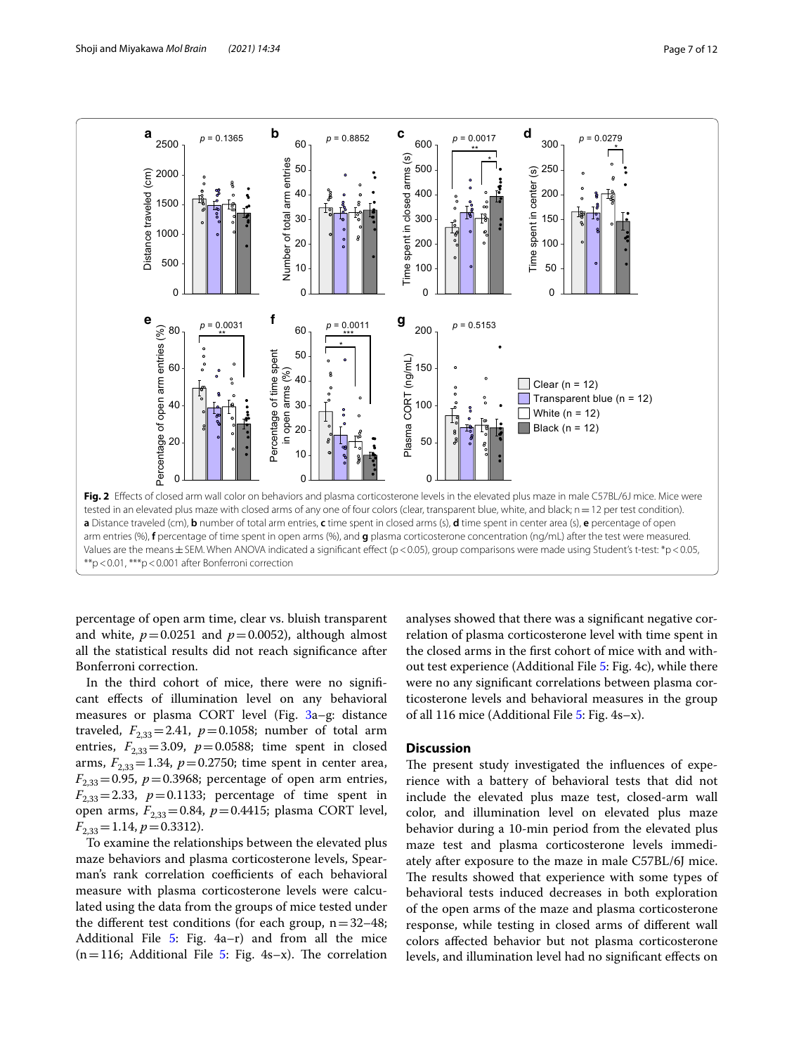**Fig. 2** Effects of closed arm wall color on behaviors and plasma corticosterone levels in the elevated plus maze in male C57BL/6J mice. Mice were tested in an elevated plus maze with closed arms of any one of four colors (clear, transparent blue, white, and black; n = 12 per test condition). **a** Distance traveled (cm), **b** number of total arm entries, **c** time spent in closed arms (s), **d** time spent in center area (s), **e** percentage of open arm entries (%), **f** percentage of time spent in open arms (%), and **g** plasma corticosterone concentration (ng/mL) after the test were measured. Values are the means ± SEM. When ANOVA indicated a significant effect ($p < 0.05$), group comparisons were made using Student's t-test: \*$p < 0.05$, \*\*$p < 0.01$, \*\*\*$p < 0.001$ after Bonferroni correction

percentage of open arm time, clear vs. bluish transparent and white, $p = 0.0251$ and $p = 0.0052$), although almost all the statistical results did not reach significance after Bonferroni correction.

In the third cohort of mice, there were no significant effects of illumination level on any behavioral measures or plasma CORT level (Fig. 3a–g: distance traveled, $F_{2,33} = 2.41$, $p = 0.1058$; number of total arm entries, $F_{2,33} = 3.09$, $p = 0.0588$; time spent in closed arms, $F_{2,33} = 1.34$, $p = 0.2750$; time spent in center area, $F_{2,33} = 0.95$, $p = 0.3968$; percentage of open arm entries, $F_{2,33} = 2.33$, $p = 0.1133$; percentage of time spent in open arms, $F_{2,33} = 0.84$, $p = 0.4415$; plasma CORT level, $F_{2,33} = 1.14$, $p = 0.3312$).

To examine the relationships between the elevated plus maze behaviors and plasma corticosterone levels, Spearman's rank correlation coefficients of each behavioral measure with plasma corticosterone levels were calculated using the data from the groups of mice tested under the different test conditions (for each group, n = 32–48; Additional File 5: Fig. 4a–r) and from all the mice (n = 116; Additional File 5: Fig. 4s–x). The correlation analyses showed that there was a significant negative correlation of plasma corticosterone level with time spent in the closed arms in the first cohort of mice with and without test experience (Additional File 5: Fig. 4c), while there were no any significant correlations between plasma corticosterone levels and behavioral measures in the group of all 116 mice (Additional File 5: Fig. 4s–x).

## Discussion

The present study investigated the influences of experience with a battery of behavioral tests that did not include the elevated plus maze test, closed-arm wall color, and illumination level on elevated plus maze behavior during a 10-min period from the elevated plus maze test and plasma corticosterone levels immediately after exposure to the maze in male C57BL/6J mice. The results showed that experience with some types of behavioral tests induced decreases in both exploration of the open arms of the maze and plasma corticosterone response, while testing in closed arms of different wall colors affected behavior but not plasma corticosterone levels, and illumination level had no significant effects on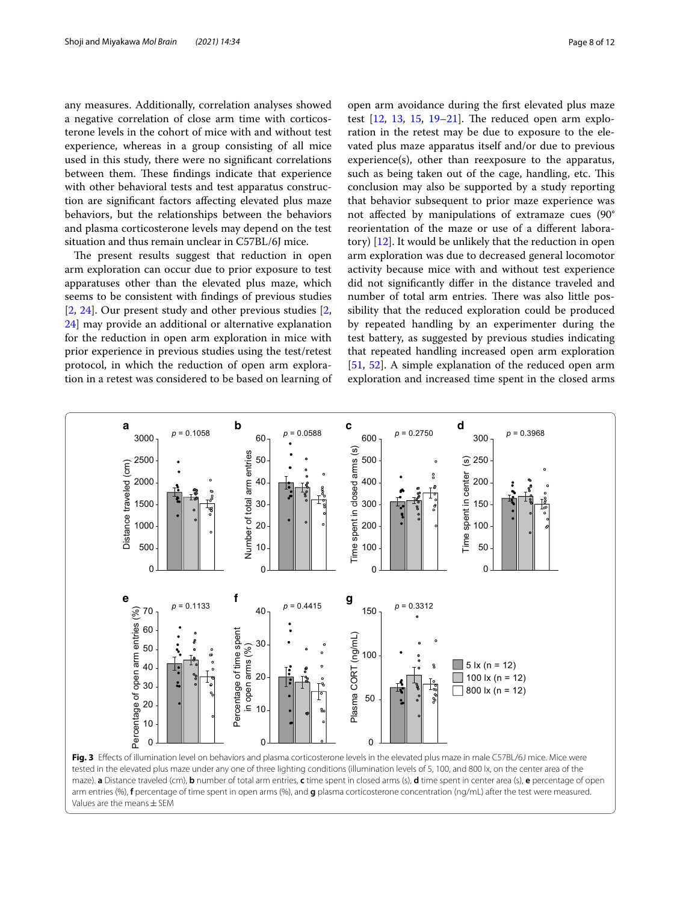any measures. Additionally, correlation analyses showed a negative correlation of close arm time with corticosterone levels in the cohort of mice with and without test experience, whereas in a group consisting of all mice used in this study, there were no significant correlations between them. These findings indicate that experience with other behavioral tests and test apparatus construction are significant factors affecting elevated plus maze behaviors, but the relationships between the behaviors and plasma corticosterone levels may depend on the test situation and thus remain unclear in C57BL/6J mice.

The present results suggest that reduction in open arm exploration can occur due to prior exposure to test apparatuses other than the elevated plus maze, which seems to be consistent with findings of previous studies [2, 24]. Our present study and other previous studies [2, 24] may provide an additional or alternative explanation for the reduction in open arm exploration in mice with prior experience in previous studies using the test/retest protocol, in which the reduction of open arm exploration in a retest was considered to be based on learning of open arm avoidance during the first elevated plus maze test [12, 13, 15, 19–21]. The reduced open arm exploration in the retest may be due to exposure to the elevated plus maze apparatus itself and/or due to previous experience(s), other than reexposure to the apparatus, such as being taken out of the cage, handling, etc. This conclusion may also be supported by a study reporting that behavior subsequent to prior maze experience was not affected by manipulations of extramaze cues (90° reorientation of the maze or use of a different laboratory) [12]. It would be unlikely that the reduction in open arm exploration was due to decreased general locomotor activity because mice with and without test experience did not significantly differ in the distance traveled and number of total arm entries. There was also little possibility that the reduced exploration could be produced by repeated handling by an experimenter during the test battery, as suggested by previous studies indicating that repeated handling increased open arm exploration [51, 52]. A simple explanation of the reduced open arm exploration and increased time spent in the closed arms

**Fig. 3** Effects of illumination level on behaviors and plasma corticosterone levels in the elevated plus maze in male C57BL/6J mice. Mice were tested in the elevated plus maze under any one of three lighting conditions (illumination levels of 5, 100, and 800 lx, on the center area of the maze). **a** Distance traveled (cm), **b** number of total arm entries, **c** time spent in closed arms (s), **d** time spent in center area (s), **e** percentage of open arm entries (%), **f** percentage of time spent in open arms (%), and **g** plasma corticosterone concentration (ng/mL) after the test were measured. Values are the means ± SEM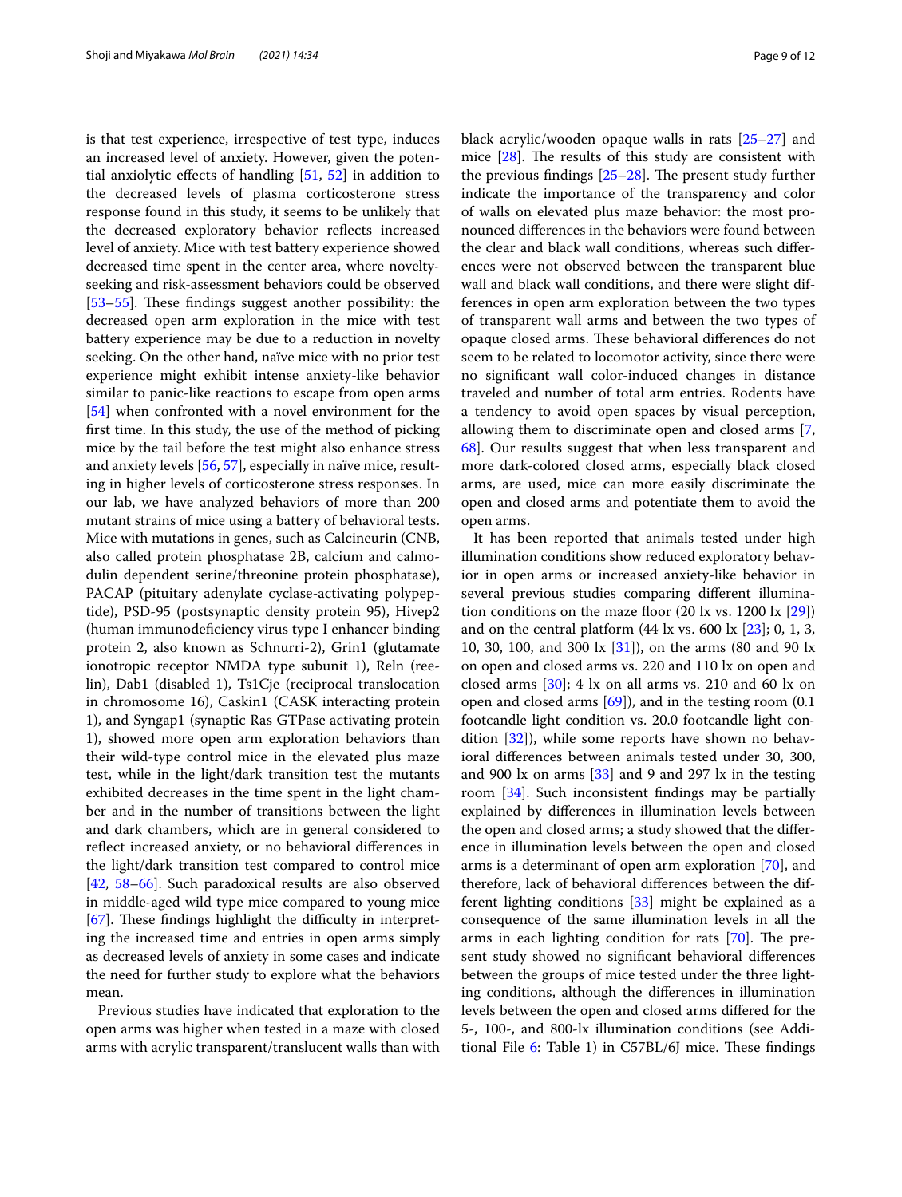is that test experience, irrespective of test type, induces an increased level of anxiety. However, given the potential anxiolytic effects of handling [51, 52] in addition to the decreased levels of plasma corticosterone stress response found in this study, it seems to be unlikely that the decreased exploratory behavior reflects increased level of anxiety. Mice with test battery experience showed decreased time spent in the center area, where novelty-seeking and risk-assessment behaviors could be observed [53–55]. These findings suggest another possibility: the decreased open arm exploration in the mice with test battery experience may be due to a reduction in novelty seeking. On the other hand, naïve mice with no prior test experience might exhibit intense anxiety-like behavior similar to panic-like reactions to escape from open arms [54] when confronted with a novel environment for the first time. In this study, the use of the method of picking mice by the tail before the test might also enhance stress and anxiety levels [56, 57], especially in naïve mice, resulting in higher levels of corticosterone stress responses. In our lab, we have analyzed behaviors of more than 200 mutant strains of mice using a battery of behavioral tests. Mice with mutations in genes, such as Calcineurin (CNB, also called protein phosphatase 2B, calcium and calmodulin dependent serine/threonine protein phosphatase), PACAP (pituitary adenylate cyclase-activating polypeptide), PSD-95 (postsynaptic density protein 95), Hivep2 (human immunodeficiency virus type I enhancer binding protein 2, also known as Schnurri-2), Grin1 (glutamate ionotropic receptor NMDA type subunit 1), Reln (reelin), Dab1 (disabled 1), Ts1Cje (reciprocal translocation in chromosome 16), Caskin1 (CASK interacting protein 1), and Syngap1 (synaptic Ras GTPase activating protein 1), showed more open arm exploration behaviors than their wild-type control mice in the elevated plus maze test, while in the light/dark transition test the mutants exhibited decreases in the time spent in the light chamber and in the number of transitions between the light and dark chambers, which are in general considered to reflect increased anxiety, or no behavioral differences in the light/dark transition test compared to control mice [42, 58–66]. Such paradoxical results are also observed in middle-aged wild type mice compared to young mice [67]. These findings highlight the difficulty in interpreting the increased time and entries in open arms simply as decreased levels of anxiety in some cases and indicate the need for further study to explore what the behaviors mean.

Previous studies have indicated that exploration to the open arms was higher when tested in a maze with closed arms with acrylic transparent/translucent walls than with black acrylic/wooden opaque walls in rats [25–27] and mice [28]. The results of this study are consistent with the previous findings [25–28]. The present study further indicate the importance of the transparency and color of walls on elevated plus maze behavior: the most pronounced differences in the behaviors were found between the clear and black wall conditions, whereas such differences were not observed between the transparent blue wall and black wall conditions, and there were slight differences in open arm exploration between the two types of transparent wall arms and between the two types of opaque closed arms. These behavioral differences do not seem to be related to locomotor activity, since there were no significant wall color-induced changes in distance traveled and number of total arm entries. Rodents have a tendency to avoid open spaces by visual perception, allowing them to discriminate open and closed arms [7, 68]. Our results suggest that when less transparent and more dark-colored closed arms, especially black closed arms, are used, mice can more easily discriminate the open and closed arms and potentiate them to avoid the open arms.

It has been reported that animals tested under high illumination conditions show reduced exploratory behavior in open arms or increased anxiety-like behavior in several previous studies comparing different illumination conditions on the maze floor (20 lx vs. 1200 lx [29]) and on the central platform (44 lx vs. 600 lx [23]; 0, 1, 3, 10, 30, 100, and 300 lx [31]), on the arms (80 and 90 lx on open and closed arms vs. 220 and 110 lx on open and closed arms [30]; 4 lx on all arms vs. 210 and 60 lx on open and closed arms [69]), and in the testing room (0.1 footcandle light condition vs. 20.0 footcandle light condition [32]), while some reports have shown no behavioral differences between animals tested under 30, 300, and 900 lx on arms [33] and 9 and 297 lx in the testing room [34]. Such inconsistent findings may be partially explained by differences in illumination levels between the open and closed arms; a study showed that the difference in illumination levels between the open and closed arms is a determinant of open arm exploration [70], and therefore, lack of behavioral differences between the different lighting conditions [33] might be explained as a consequence of the same illumination levels in all the arms in each lighting condition for rats [70]. The present study showed no significant behavioral differences between the groups of mice tested under the three lighting conditions, although the differences in illumination levels between the open and closed arms differed for the 5-, 100-, and 800-lx illumination conditions (see Additional File 6: Table 1) in C57BL/6J mice. These findings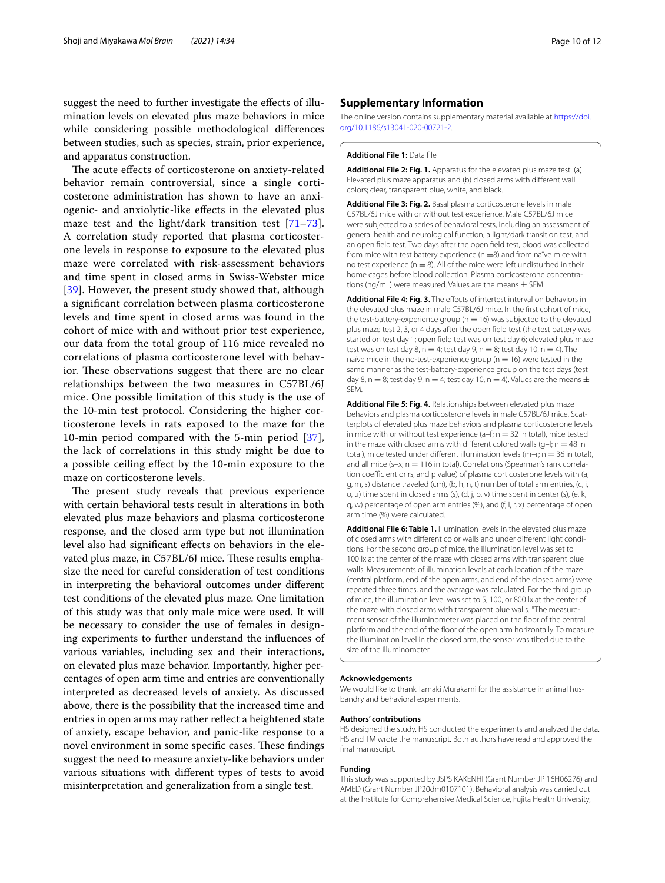suggest the need to further investigate the effects of illumination levels on elevated plus maze behaviors in mice while considering possible methodological differences between studies, such as species, strain, prior experience, and apparatus construction.

The acute effects of corticosterone on anxiety-related behavior remain controversial, since a single corticosterone administration has shown to have an anxiogenic- and anxiolytic-like effects in the elevated plus maze test and the light/dark transition test [71–73]. A correlation study reported that plasma corticosterone levels in response to exposure to the elevated plus maze were correlated with risk-assessment behaviors and time spent in closed arms in Swiss-Webster mice [39]. However, the present study showed that, although a significant correlation between plasma corticosterone levels and time spent in closed arms was found in the cohort of mice with and without prior test experience, our data from the total group of 116 mice revealed no correlations of plasma corticosterone level with behavior. These observations suggest that there are no clear relationships between the two measures in C57BL/6J mice. One possible limitation of this study is the use of the 10-min test protocol. Considering the higher corticosterone levels in rats exposed to the maze for the 10-min period compared with the 5-min period [37], the lack of correlations in this study might be due to a possible ceiling effect by the 10-min exposure to the maze on corticosterone levels.

The present study reveals that previous experience with certain behavioral tests result in alterations in both elevated plus maze behaviors and plasma corticosterone response, and the closed arm type but not illumination level also had significant effects on behaviors in the elevated plus maze, in C57BL/6J mice. These results emphasize the need for careful consideration of test conditions in interpreting the behavioral outcomes under different test conditions of the elevated plus maze. One limitation of this study was that only male mice were used. It will be necessary to consider the use of females in designing experiments to further understand the influences of various variables, including sex and their interactions, on elevated plus maze behavior. Importantly, higher percentages of open arm time and entries are conventionally interpreted as decreased levels of anxiety. As discussed above, there is the possibility that the increased time and entries in open arms may rather reflect a heightened state of anxiety, escape behavior, and panic-like response to a novel environment in some specific cases. These findings suggest the need to measure anxiety-like behaviors under various situations with different types of tests to avoid misinterpretation and generalization from a single test.

## Supplementary Information

The online version contains supplementary material available at https://doi.org/10.1186/s13041-020-00721-2.

**Additional File 1:** Data file

**Additional File 2: Fig. 1.** Apparatus for the elevated plus maze test. (a) Elevated plus maze apparatus and (b) closed arms with different wall colors; clear, transparent blue, white, and black.

**Additional File 3: Fig. 2.** Basal plasma corticosterone levels in male C57BL/6J mice with or without test experience. Male C57BL/6J mice were subjected to a series of behavioral tests, including an assessment of general health and neurological function, a light/dark transition test, and an open field test. Two days after the open field test, blood was collected from mice with test battery experience (n =8) and from naïve mice with no test experience (n = 8). All of the mice were left undisturbed in their home cages before blood collection. Plasma corticosterone concentrations (ng/mL) were measured. Values are the means ± SEM.

**Additional File 4: Fig. 3.** The effects of intertest interval on behaviors in the elevated plus maze in male C57BL/6J mice. In the first cohort of mice, the test-battery-experience group (n = 16) was subjected to the elevated plus maze test 2, 3, or 4 days after the open field test (the test battery was started on test day 1; open field test was on test day 6; elevated plus maze test was on test day 8, n = 4; test day 9, n = 8; test day 10, n = 4). The naïve mice in the no-test-experience group (n = 16) were tested in the same manner as the test-battery-experience group on the test days (test day 8, n = 8; test day 9, n = 4; test day 10, n = 4). Values are the means ± SEM.

**Additional File 5: Fig. 4.** Relationships between elevated plus maze behaviors and plasma corticosterone levels in male C57BL/6J mice. Scatterplots of elevated plus maze behaviors and plasma corticosterone levels in mice with or without test experience (a–f; n = 32 in total), mice tested in the maze with closed arms with different colored walls (g–l; n = 48 in total), mice tested under different illumination levels (m–r; n = 36 in total), and all mice (s–x; n = 116 in total). Correlations (Spearman's rank correlation coefficient or rs, and p value) of plasma corticosterone levels with (a, g, m, s) distance traveled (cm), (b, h, n, t) number of total arm entries, (c, i, o, u) time spent in closed arms (s), (d, j, p, v) time spent in center (s), (e, k, q, w) percentage of open arm entries (%), and (f, l, r, x) percentage of open arm time (%) were calculated.

**Additional File 6: Table 1.** Illumination levels in the elevated plus maze of closed arms with different color walls and under different light conditions. For the second group of mice, the illumination level was set to 100 lx at the center of the maze with closed arms with transparent blue walls. Measurements of illumination levels at each location of the maze (central platform, end of the open arms, and end of the closed arms) were repeated three times, and the average was calculated. For the third group of mice, the illumination level was set to 5, 100, or 800 lx at the center of the maze with closed arms with transparent blue walls. *The measurement sensor of the illuminometer was placed on the floor of the central platform and the end of the floor of the open arm horizontally. To measure the illumination level in the closed arm, the sensor was tilted due to the size of the illuminometer.

### Acknowledgements

We would like to thank Tamaki Murakami for the assistance in animal husbandry and behavioral experiments.

### Authors' contributions

HS designed the study. HS conducted the experiments and analyzed the data. HS and TM wrote the manuscript. Both authors have read and approved the final manuscript.

### Funding

This study was supported by JSPS KAKENHI (Grant Number JP 16H06276) and AMED (Grant Number JP20dm0107101). Behavioral analysis was carried out at the Institute for Comprehensive Medical Science, Fujita Health University,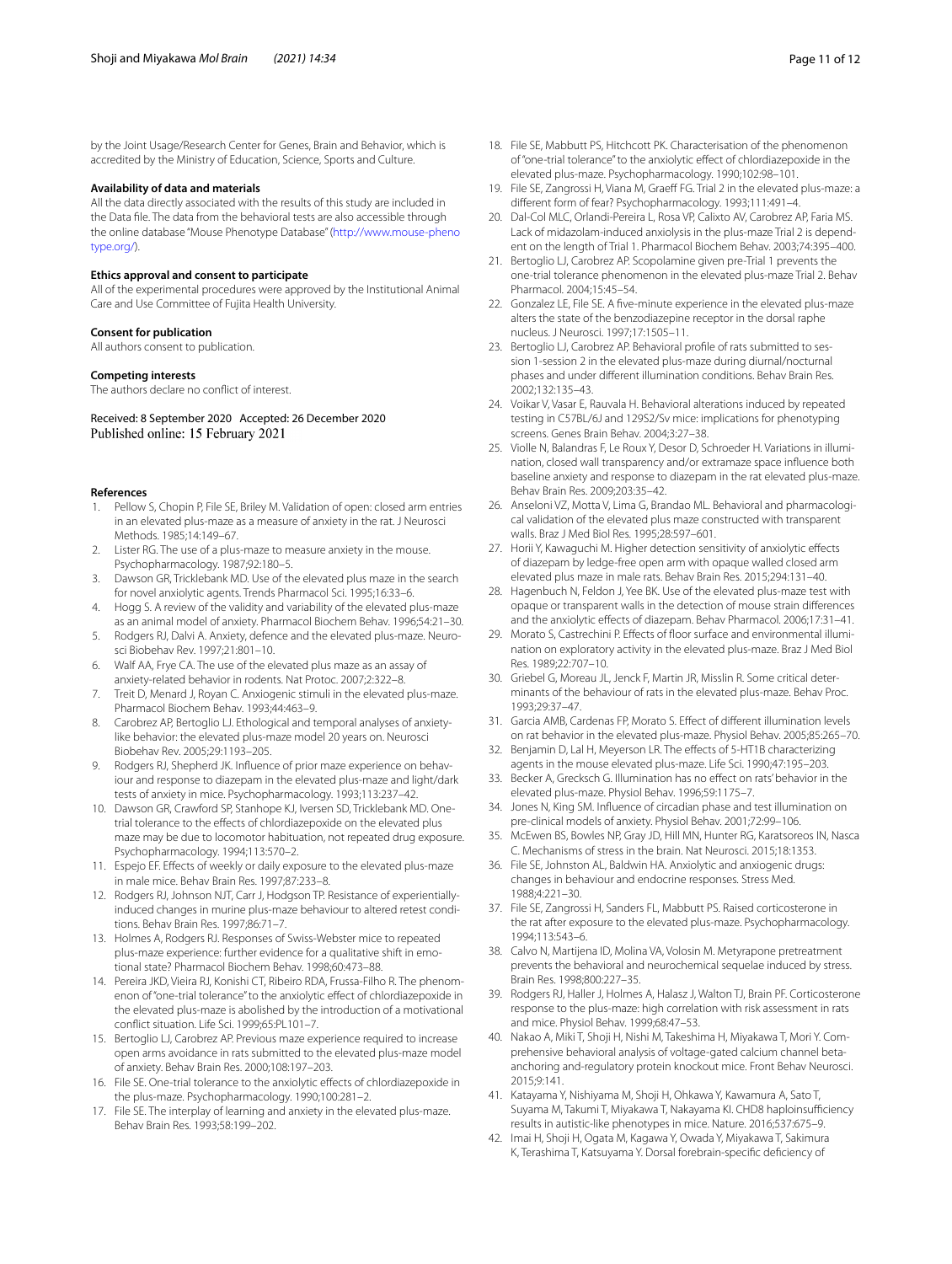by the Joint Usage/Research Center for Genes, Brain and Behavior, which is accredited by the Ministry of Education, Science, Sports and Culture.

#### Availability of data and materials

All the data directly associated with the results of this study are included in the Data file. The data from the behavioral tests are also accessible through the online database "Mouse Phenotype Database" (http://www.mouse-phenotype.org/).

#### Ethics approval and consent to participate

All of the experimental procedures were approved by the Institutional Animal Care and Use Committee of Fujita Health University.

#### Consent for publication

All authors consent to publication.

#### Competing interests

The authors declare no conflict of interest.

Received: 8 September 2020 Accepted: 26 December 2020
Published online: 15 February 2021

#### References

1. Pellow S, Chopin P, File SE, Briley M. Validation of open: closed arm entries in an elevated plus-maze as a measure of anxiety in the rat. J Neurosci Methods. 1985;14:149–67.
2. Lister RG. The use of a plus-maze to measure anxiety in the mouse. Psychopharmacology. 1987;92:180–5.
3. Dawson GR, Tricklebank MD. Use of the elevated plus maze in the search for novel anxiolytic agents. Trends Pharmacol Sci. 1995;16:33–6.
4. Hogg S. A review of the validity and variability of the elevated plus-maze as an animal model of anxiety. Pharmacol Biochem Behav. 1996;54:21–30.
5. Rodgers RJ, Dalvi A. Anxiety, defence and the elevated plus-maze. Neurosci Biobehav Rev. 1997;21:801–10.
6. Walf AA, Frye CA. The use of the elevated plus maze as an assay of anxiety-related behavior in rodents. Nat Protoc. 2007;2:322–8.
7. Treit D, Menard J, Royan C. Anxiogenic stimuli in the elevated plus-maze. Pharmacol Biochem Behav. 1993;44:463–9.
8. Carobrez AP, Bertoglio LJ. Ethological and temporal analyses of anxiety-like behavior: the elevated plus-maze model 20 years on. Neurosci Biobehav Rev. 2005;29:1193–205.
9. Rodgers RJ, Shepherd JK. Influence of prior maze experience on behaviour and response to diazepam in the elevated plus-maze and light/dark tests of anxiety in mice. Psychopharmacology. 1993;113:237–42.
10. Dawson GR, Crawford SP, Stanhope KJ, Iversen SD, Tricklebank MD. One-trial tolerance to the effects of chlordiazepoxide on the elevated plus maze may be due to locomotor habituation, not repeated drug exposure. Psychopharmacology. 1994;113:570–2.
11. Espejo EF. Effects of weekly or daily exposure to the elevated plus-maze in male mice. Behav Brain Res. 1997;87:233–8.
12. Rodgers RJ, Johnson NJT, Carr J, Hodgson TP. Resistance of experientially-induced changes in murine plus-maze behaviour to altered retest conditions. Behav Brain Res. 1997;86:71–7.
13. Holmes A, Rodgers RJ. Responses of Swiss-Webster mice to repeated plus-maze experience: further evidence for a qualitative shift in emotional state? Pharmacol Biochem Behav. 1998;60:473–88.
14. Pereira JKD, Vieira RJ, Konishi CT, Ribeiro RDA, Frussa-Filho R. The phenomenon of "one-trial tolerance" to the anxiolytic effect of chlordiazepoxide in the elevated plus-maze is abolished by the introduction of a motivational conflict situation. Life Sci. 1999;65:PL101–7.
15. Bertoglio LJ, Carobrez AP. Previous maze experience required to increase open arms avoidance in rats submitted to the elevated plus-maze model of anxiety. Behav Brain Res. 2000;108:197–203.
16. File SE. One-trial tolerance to the anxiolytic effects of chlordiazepoxide in the plus-maze. Psychopharmacology. 1990;100:281–2.
17. File SE. The interplay of learning and anxiety in the elevated plus-maze. Behav Brain Res. 1993;58:199–202.
18. File SE, Mabbutt PS, Hitchcott PK. Characterisation of the phenomenon of "one-trial tolerance" to the anxiolytic effect of chlordiazepoxide in the elevated plus-maze. Psychopharmacology. 1990;102:98–101.
19. File SE, Zangrossi H, Viana M, Graeff FG. Trial 2 in the elevated plus-maze: a different form of fear? Psychopharmacology. 1993;111:491–4.
20. Dal-Col MLC, Orlandi-Pereira L, Rosa VP, Calixto AV, Carobrez AP, Faria MS. Lack of midazolam-induced anxiolysis in the plus-maze Trial 2 is dependent on the length of Trial 1. Pharmacol Biochem Behav. 2003;74:395–400.
21. Bertoglio LJ, Carobrez AP. Scopolamine given pre-Trial 1 prevents the one-trial tolerance phenomenon in the elevated plus-maze Trial 2. Behav Pharmacol. 2004;15:45–54.
22. Gonzalez LE, File SE. A five-minute experience in the elevated plus-maze alters the state of the benzodiazepine receptor in the dorsal raphe nucleus. J Neurosci. 1997;17:1505–11.
23. Bertoglio LJ, Carobrez AP. Behavioral profile of rats submitted to session 1-session 2 in the elevated plus-maze during diurnal/nocturnal phases and under different illumination conditions. Behav Brain Res. 2002;132:135–43.
24. Voikar V, Vasar E, Rauvala H. Behavioral alterations induced by repeated testing in C57BL/6J and 129S2/Sv mice: implications for phenotyping screens. Genes Brain Behav. 2004;3:27–38.
25. Violle N, Balandras F, Le Roux Y, Desor D, Schroeder H. Variations in illumination, closed wall transparency and/or extramaze space influence both baseline anxiety and response to diazepam in the rat elevated plus-maze. Behav Brain Res. 2009;203:35–42.
26. Anseloni VZ, Motta V, Lima G, Brandao ML. Behavioral and pharmacological validation of the elevated plus maze constructed with transparent walls. Braz J Med Biol Res. 1995;28:597–601.
27. Horii Y, Kawaguchi M. Higher detection sensitivity of anxiolytic effects of diazepam by ledge-free open arm with opaque walled closed arm elevated plus maze in male rats. Behav Brain Res. 2015;294:131–40.
28. Hagenbuch N, Feldon J, Yee BK. Use of the elevated plus-maze test with opaque or transparent walls in the detection of mouse strain differences and the anxiolytic effects of diazepam. Behav Pharmacol. 2006;17:31–41.
29. Morato S, Castrechini P. Effects of floor surface and environmental illumination on exploratory activity in the elevated plus-maze. Braz J Med Biol Res. 1989;22:707–10.
30. Griebel G, Moreau JL, Jenck F, Martin JR, Misslin R. Some critical determinants of the behaviour of rats in the elevated plus-maze. Behav Proc. 1993;29:37–47.
31. Garcia AMB, Cardenas FP, Morato S. Effect of different illumination levels on rat behavior in the elevated plus-maze. Physiol Behav. 2005;85:265–70.
32. Benjamin D, Lal H, Meyerson LR. The effects of 5-HT1B characterizing agents in the mouse elevated plus-maze. Life Sci. 1990;47:195–203.
33. Becker A, Grecksch G. Illumination has no effect on rats' behavior in the elevated plus-maze. Physiol Behav. 1996;59:1175–7.
34. Jones N, King SM. Influence of circadian phase and test illumination on pre-clinical models of anxiety. Physiol Behav. 2001;72:99–106.
35. McEwen BS, Bowles NP, Gray JD, Hill MN, Hunter RG, Karatsoreos IN, Nasca C. Mechanisms of stress in the brain. Nat Neurosci. 2015;18:1353.
36. File SE, Johnston AL, Baldwin HA. Anxiolytic and anxiogenic drugs: changes in behaviour and endocrine responses. Stress Med. 1988;4:221–30.
37. File SE, Zangrossi H, Sanders FL, Mabbutt PS. Raised corticosterone in the rat after exposure to the elevated plus-maze. Psychopharmacology. 1994;113:543–6.
38. Calvo N, Martijena ID, Molina VA, Volosin M. Metyrapone pretreatment prevents the behavioral and neurochemical sequelae induced by stress. Brain Res. 1998;800:227–35.
39. Rodgers RJ, Haller J, Holmes A, Halasz J, Walton TJ, Brain PF. Corticosterone response to the plus-maze: high correlation with risk assessment in rats and mice. Physiol Behav. 1999;68:47–53.
40. Nakao A, Miki T, Shoji H, Nishi M, Takeshima H, Miyakawa T, Mori Y. Comprehensive behavioral analysis of voltage-gated calcium channel beta-anchoring and-regulatory protein knockout mice. Front Behav Neurosci. 2015;9:141.
41. Katayama Y, Nishiyama M, Shoji H, Ohkawa Y, Kawamura A, Sato T, Suyama M, Takumi T, Miyakawa T, Nakayama KI. CHD8 haploinsufficiency results in autistic-like phenotypes in mice. Nature. 2016;537:675–9.
42. Imai H, Shoji H, Ogata M, Kagawa Y, Owada Y, Miyakawa T, Sakimura K, Terashima T, Katsuyama Y. Dorsal forebrain-specific deficiency of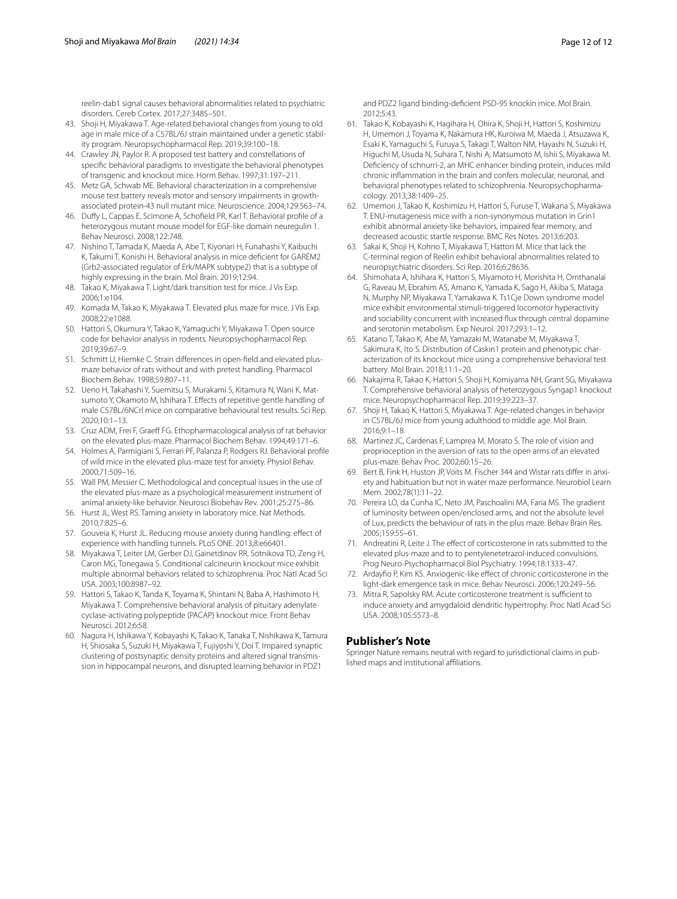reelin-dab1 signal causes behavioral abnormalities related to psychiatric disorders. Cereb Cortex. 2017;27:3485–501.

43. Shoji H, Miyakawa T. Age-related behavioral changes from young to old age in male mice of a C57BL/6J strain maintained under a genetic stability program. Neuropsychopharmacol Rep. 2019;39:100–18.
44. Crawley JN, Paylor R. A proposed test battery and constellations of specific behavioral paradigms to investigate the behavioral phenotypes of transgenic and knockout mice. Horm Behav. 1997;31:197–211.
45. Metz GA, Schwab ME. Behavioral characterization in a comprehensive mouse test battery reveals motor and sensory impairments in growth-associated protein-43 null mutant mice. Neuroscience. 2004;129:563–74.
46. Duffy L, Cappas E, Scimone A, Schofield PR, Karl T. Behavioral profile of a heterozygous mutant mouse model for EGF-like domain neuregulin 1. Behav Neurosci. 2008;122:748.
47. Nishino T, Tamada K, Maeda A, Abe T, Kiyonari H, Funahashi Y, Kaibuchi K, Takumi T, Konishi H. Behavioral analysis in mice deficient for GAREM2 (Grb2-associated regulator of Erk/MAPK subtype2) that is a subtype of highly expressing in the brain. Mol Brain. 2019;12:94.
48. Takao K, Miyakawa T. Light/dark transition test for mice. J Vis Exp. 2006;1:e104.
49. Komada M, Takao K, Miyakawa T. Elevated plus maze for mice. J Vis Exp. 2008;22:e1088.
50. Hattori S, Okumura Y, Takao K, Yamaguchi Y, Miyakawa T. Open source code for behavior analysis in rodents. Neuropsychopharmacol Rep. 2019;39:67–9.
51. Schmitt U, Hiemke C. Strain differences in open-field and elevated plus-maze behavior of rats without and with pretest handling. Pharmacol Biochem Behav. 1998;59:807–11.
52. Ueno H, Takahashi Y, Suemitsu S, Murakami S, Kitamura N, Wani K, Matsumoto Y, Okamoto M, Ishihara T. Effects of repetitive gentle handling of male C57BL/6NCrl mice on comparative behavioural test results. Sci Rep. 2020;10:1–13.
53. Cruz ADM, Frei F, Graeff FG. Ethopharmacological analysis of rat behavior on the elevated plus-maze. Pharmacol Biochem Behav. 1994;49:171–6.
54. Holmes A, Parmigiani S, Ferrari PF, Palanza P, Rodgers RJ. Behavioral profile of wild mice in the elevated plus-maze test for anxiety. Physiol Behav. 2000;71:509–16.
55. Wall PM, Messier C. Methodological and conceptual issues in the use of the elevated plus-maze as a psychological measurement instrument of animal anxiety-like behavior. Neurosci Biobehav Rev. 2001;25:275–86.
56. Hurst JL, West RS. Taming anxiety in laboratory mice. Nat Methods. 2010;7:825–6.
57. Gouveia K, Hurst JL. Reducing mouse anxiety during handling: effect of experience with handling tunnels. PLoS ONE. 2013;8:e66401.
58. Miyakawa T, Leiter LM, Gerber DJ, Gainetdinov RR, Sotnikova TD, Zeng H, Caron MG, Tonegawa S. Conditional calcineurin knockout mice exhibit multiple abnormal behaviors related to schizophrenia. Proc Natl Acad Sci USA. 2003;100:8987–92.
59. Hattori S, Takao K, Tanda K, Toyama K, Shintani N, Baba A, Hashimoto H, Miyakawa T. Comprehensive behavioral analysis of pituitary adenylate cyclase-activating polypeptide (PACAP) knockout mice. Front Behav Neurosci. 2012;6:58.
60. Nagura H, Ishikawa Y, Kobayashi K, Takao K, Tanaka T, Nishikawa K, Tamura H, Shiosaka S, Suzuki H, Miyakawa T, Fujiyoshi Y, Doi T. Impaired synaptic clustering of postsynaptic density proteins and altered signal transmission in hippocampal neurons, and disrupted learning behavior in PDZ1 and PDZ2 ligand binding-deficient PSD-95 knockin mice. Mol Brain. 2012;5:43.
61. Takao K, Kobayashi K, Hagihara H, Ohira K, Shoji H, Hattori S, Koshimizu H, Umemori J, Toyama K, Nakamura HK, Kuroiwa M, Maeda J, Atsuzawa K, Esaki K, Yamaguchi S, Furuya S, Takagi T, Walton NM, Hayashi N, Suzuki H, Higuchi M, Usuda N, Suhara T, Nishi A, Matsumoto M, Ishii S, Miyakawa M. Deficiency of schnurri-2, an MHC enhancer binding protein, induces mild chronic inflammation in the brain and confers molecular, neuronal, and behavioral phenotypes related to schizophrenia. Neuropsychopharmacology. 2013;38:1409–25.
62. Umemori J, Takao K, Koshimizu H, Hattori S, Furuse T, Wakana S, Miyakawa T. ENU-mutagenesis mice with a non-synonymous mutation in Grin1 exhibit abnormal anxiety-like behaviors, impaired fear memory, and decreased acoustic startle response. BMC Res Notes. 2013;6:203.
63. Sakai K, Shoji H, Kohno T, Miyakawa T, Hattori M. Mice that lack the C-terminal region of Reelin exhibit behavioral abnormalities related to neuropsychiatric disorders. Sci Rep. 2016;6:28636.
64. Shimohata A, Ishihara K, Hattori S, Miyamoto H, Morishita H, Ornthanalai G, Raveau M, Ebrahim AS, Amano K, Yamada K, Sago H, Akiba S, Mataga N, Murphy NP, Miyakawa T, Yamakawa K. Ts1Cje Down syndrome model mice exhibit environmental stimuli-triggered locomotor hyperactivity and sociability concurrent with increased flux through central dopamine and serotonin metabolism. Exp Neurol. 2017;293:1–12.
65. Katano T, Takao K, Abe M, Yamazaki M, Watanabe M, Miyakawa T, Sakimura K, Ito S. Distribution of Caskin1 protein and phenotypic characterization of its knockout mice using a comprehensive behavioral test battery. Mol Brain. 2018;11:1–20.
66. Nakajima R, Takao K, Hattori S, Shoji H, Komiyama NH, Grant SG, Miyakawa T. Comprehensive behavioral analysis of heterozygous Syngap1 knockout mice. Neuropsychopharmacol Rep. 2019;39:223–37.
67. Shoji H, Takao K, Hattori S, Miyakawa T. Age-related changes in behavior in C57BL/6J mice from young adulthood to middle age. Mol Brain. 2016;9:1–18.
68. Martinez JC, Cardenas F, Lamprea M, Morato S. The role of vision and proprioception in the aversion of rats to the open arms of an elevated plus-maze. Behav Proc. 2002;60:15–26.
69. Bert B, Fink H, Huston JP, Voits M. Fischer 344 and Wistar rats differ in anxiety and habituation but not in water maze performance. Neurobiol Learn Mem. 2002;78(1):11–22.
70. Pereira LO, da Cunha IC, Neto JM, Paschoalini MA, Faria MS. The gradient of luminosity between open/enclosed arms, and not the absolute level of Lux, predicts the behaviour of rats in the plus maze. Behav Brain Res. 2005;159:55–61.
71. Andreatini R, Leite J. The effect of corticosterone in rats submitted to the elevated plus-maze and to to pentylenetetrazol-induced convulsions. Prog Neuro-Psychopharmacol Biol Psychiatry. 1994;18:1333–47.
72. Ardayfio P, Kim KS. Anxiogenic-like effect of chronic corticosterone in the light-dark emergence task in mice. Behav Neurosci. 2006;120:249–56.
73. Mitra R, Sapolsky RM. Acute corticosterone treatment is sufficient to induce anxiety and amygdaloid dendritic hypertrophy. Proc Natl Acad Sci USA. 2008;105:5573–8.

## Publisher's Note

Springer Nature remains neutral with regard to jurisdictional claims in published maps and institutional affiliations.